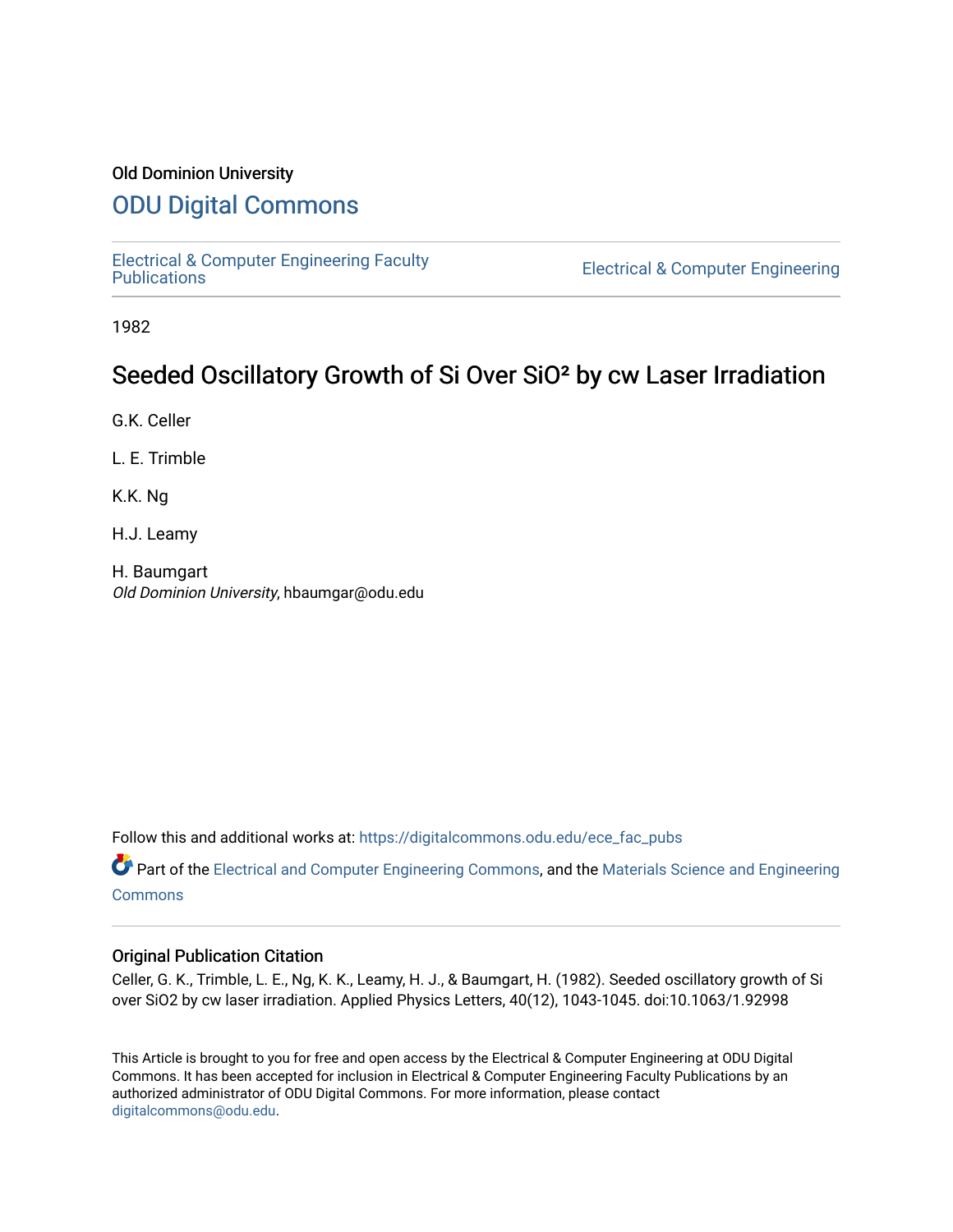Old Dominion University

# ODU Digital Commons

Electrical & Computer Engineering Faculty Publications

Electrical & Computer Engineering

1982

## Seeded Oscillatory Growth of Si Over SiO² by cw Laser Irradiation

G.K. Celler

L. E. Trimble

K.K. Ng

H.J. Leamy

H. Baumgart
*Old Dominion University*, hbaumgar@odu.edu

Follow this and additional works at: https://digitalcommons.odu.edu/ece_fac_pubs

Part of the Electrical and Computer Engineering Commons, and the Materials Science and Engineering Commons

### Original Publication Citation

Celler, G. K., Trimble, L. E., Ng, K. K., Leamy, H. J., & Baumgart, H. (1982). Seeded oscillatory growth of Si over SiO2 by cw laser irradiation. Applied Physics Letters, 40(12), 1043-1045. doi:10.1063/1.92998

This Article is brought to you for free and open access by the Electrical & Computer Engineering at ODU Digital Commons. It has been accepted for inclusion in Electrical & Computer Engineering Faculty Publications by an authorized administrator of ODU Digital Commons. For more information, please contact digitalcommons@odu.edu.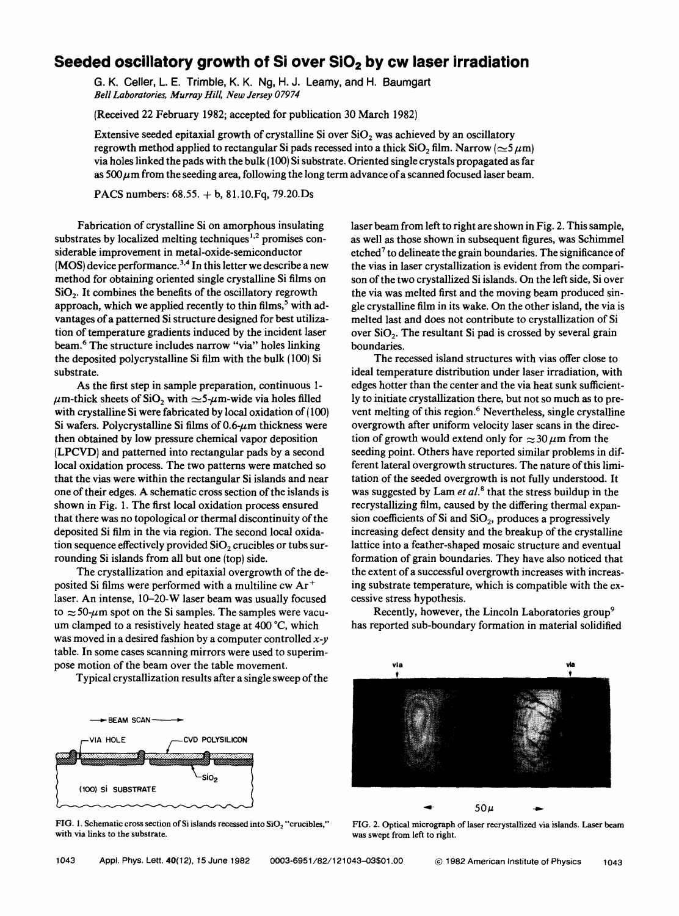# Seeded oscillatory growth of Si over $SiO_2$ by cw laser irradiation

G. K. Celler, L. E. Trimble, K. K. Ng, H. J. Leamy, and H. Baumgart
*Bell Laboratories, Murray Hill, New Jersey 07974*

(Received 22 February 1982; accepted for publication 30 March 1982)

Extensive seeded epitaxial growth of crystalline Si over $SiO_2$ was achieved by an oscillatory regrowth method applied to rectangular Si pads recessed into a thick $SiO_2$ film. Narrow ($\simeq 5\ \mu m$) via holes linked the pads with the bulk (100) Si substrate. Oriented single crystals propagated as far as $500\ \mu m$ from the seeding area, following the long term advance of a scanned focused laser beam.

PACS numbers: 68.55. + b, 81.10.Fq, 79.20.Ds

Fabrication of crystalline Si on amorphous insulating substrates by localized melting techniques[1,2] promises considerable improvement in metal-oxide-semiconductor (MOS) device performance.[3,4] In this letter we describe a new method for obtaining oriented single crystalline Si films on $SiO_2$. It combines the benefits of the oscillatory regrowth approach, which we applied recently to thin films,[5] with advantages of a patterned Si structure designed for best utilization of temperature gradients induced by the incident laser beam.[6] The structure includes narrow "via" holes linking the deposited polycrystalline Si film with the bulk (100) Si substrate.

As the first step in sample preparation, continuous 1-$\mu$m-thick sheets of $SiO_2$ with $\simeq 5$-$\mu$m-wide via holes filled with crystalline Si were fabricated by local oxidation of (100) Si wafers. Polycrystalline Si films of 0.6-$\mu$m thickness were then obtained by low pressure chemical vapor deposition (LPCVD) and patterned into rectangular pads by a second local oxidation process. The two patterns were matched so that the vias were within the rectangular Si islands and near one of their edges. A schematic cross section of the islands is shown in Fig. 1. The first local oxidation process ensured that there was no topological or thermal discontinuity of the deposited Si film in the via region. The second local oxidation sequence effectively provided $SiO_2$ crucibles or tubs surrounding Si islands from all but one (top) side.

The crystallization and epitaxial overgrowth of the deposited Si films were performed with a multiline cw $Ar^+$ laser. An intense, 10–20-W laser beam was usually focused to $\approx 50$-$\mu$m spot on the Si samples. The samples were vacuum clamped to a resistively heated stage at 400 °C, which was moved in a desired fashion by a computer controlled $x$-$y$ table. In some cases scanning mirrors were used to superimpose motion of the beam over the table movement.

Typical crystallization results after a single sweep of the laser beam from left to right are shown in Fig. 2. This sample, as well as those shown in subsequent figures, was Schimmel etched[7] to delineate the grain boundaries. The significance of the vias in laser crystallization is evident from the comparison of the two crystallized Si islands. On the left side, Si over the via was melted first and the moving beam produced single crystalline film in its wake. On the other island, the via is melted last and does not contribute to crystallization of Si over $SiO_2$. The resultant Si pad is crossed by several grain boundaries.

The recessed island structures with vias offer close to ideal temperature distribution under laser irradiation, with edges hotter than the center and the via heat sunk sufficiently to initiate crystallization there, but not so much as to prevent melting of this region.[6] Nevertheless, single crystalline overgrowth after uniform velocity laser scans in the direction of growth would extend only for $\approx 30\ \mu m$ from the seeding point. Others have reported similar problems in different lateral overgrowth structures. The nature of this limitation of the seeded overgrowth is not fully understood. It was suggested by Lam *et al.*[8] that the stress buildup in the recrystallizing film, caused by the differing thermal expansion coefficients of Si and $SiO_2$, produces a progressively increasing defect density and the breakup of the crystalline lattice into a feather-shaped mosaic structure and eventual formation of grain boundaries. They have also noticed that the extent of a successful overgrowth increases with increasing substrate temperature, which is compatible with the excessive stress hypothesis.

Recently, however, the Lincoln Laboratories group[9] has reported sub-boundary formation in material solidified

FIG. 1. Schematic cross section of Si islands recessed into $SiO_2$ "crucibles," with via links to the substrate.

FIG. 2. Optical micrograph of laser recrystallized via islands. Laser beam was swept from left to right.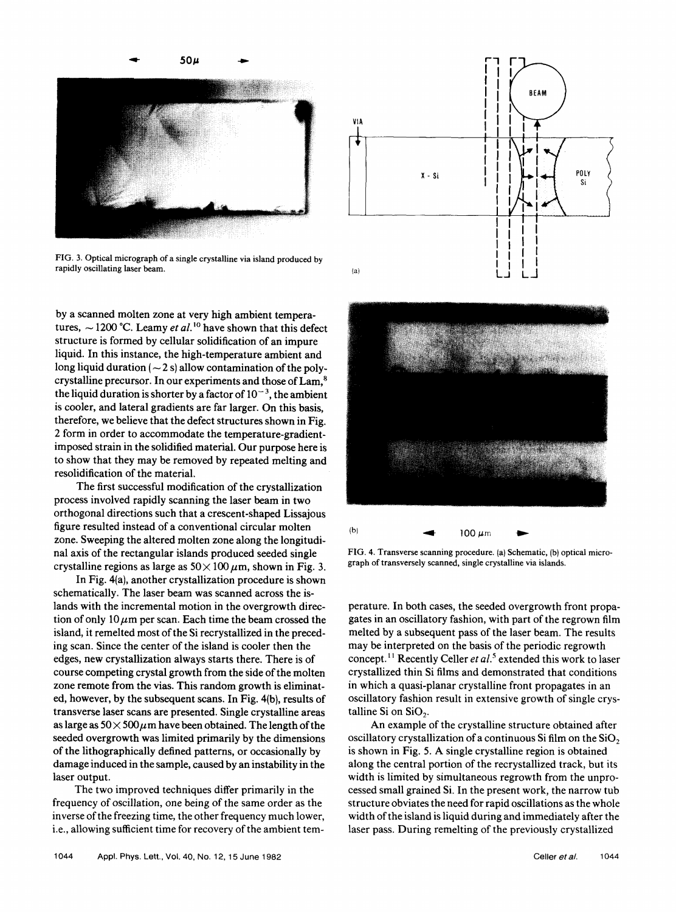FIG. 3. Optical micrograph of a single crystalline via island produced by rapidly oscillating laser beam.

by a scanned molten zone at very high ambient temperatures, $\sim 1200\,^{\circ}\mathrm{C}$. Leamy *et al.*[10] have shown that this defect structure is formed by cellular solidification of an impure liquid. In this instance, the high-temperature ambient and long liquid duration ($\sim 2$ s) allow contamination of the polycrystalline precursor. In our experiments and those of Lam,[8] the liquid duration is shorter by a factor of $10^{-3}$, the ambient is cooler, and lateral gradients are far larger. On this basis, therefore, we believe that the defect structures shown in Fig. 2 form in order to accommodate the temperature-gradient-imposed strain in the solidified material. Our purpose here is to show that they may be removed by repeated melting and resolidification of the material.

The first successful modification of the crystallization process involved rapidly scanning the laser beam in two orthogonal directions such that a crescent-shaped Lissajous figure resulted instead of a conventional circular molten zone. Sweeping the altered molten zone along the longitudinal axis of the rectangular islands produced seeded single crystalline regions as large as $50\times 100\,\mu\mathrm{m}$, shown in Fig. 3.

In Fig. 4(a), another crystallization procedure is shown schematically. The laser beam was scanned across the islands with the incremental motion in the overgrowth direction of only $10\,\mu\mathrm{m}$ per scan. Each time the beam crossed the island, it remelted most of the Si recrystallized in the preceding scan. Since the center of the island is cooler then the edges, new crystallization always starts there. There is of course competing crystal growth from the side of the molten zone remote from the vias. This random growth is eliminated, however, by the subsequent scans. In Fig. 4(b), results of transverse laser scans are presented. Single crystalline areas as large as $50\times 500\,\mu\mathrm{m}$ have been obtained. The length of the seeded overgrowth was limited primarily by the dimensions of the lithographically defined patterns, or occasionally by damage induced in the sample, caused by an instability in the laser output.

The two improved techniques differ primarily in the frequency of oscillation, one being of the same order as the inverse of the freezing time, the other frequency much lower, i.e., allowing sufficient time for recovery of the ambient temperature. In both cases, the seeded overgrowth front propagates in an oscillatory fashion, with part of the regrown film melted by a subsequent pass of the laser beam. The results may be interpreted on the basis of the periodic regrowth concept.[11] Recently Celler *et al.*[5] extended this work to laser crystallized thin Si films and demonstrated that conditions in which a quasi-planar crystalline front propagates in an oscillatory fashion result in extensive growth of single crystalline Si on $SiO_2$.

FIG. 4. Transverse scanning procedure. (a) Schematic, (b) optical micrograph of transversely scanned, single crystalline via islands.

An example of the crystalline structure obtained after oscillatory crystallization of a continuous Si film on the $SiO_2$ is shown in Fig. 5. A single crystalline region is obtained along the central portion of the recrystallized track, but its width is limited by simultaneous regrowth from the unprocessed small grained Si. In the present work, the narrow tub structure obviates the need for rapid oscillations as the whole width of the island is liquid during and immediately after the laser pass. During remelting of the previously crystallized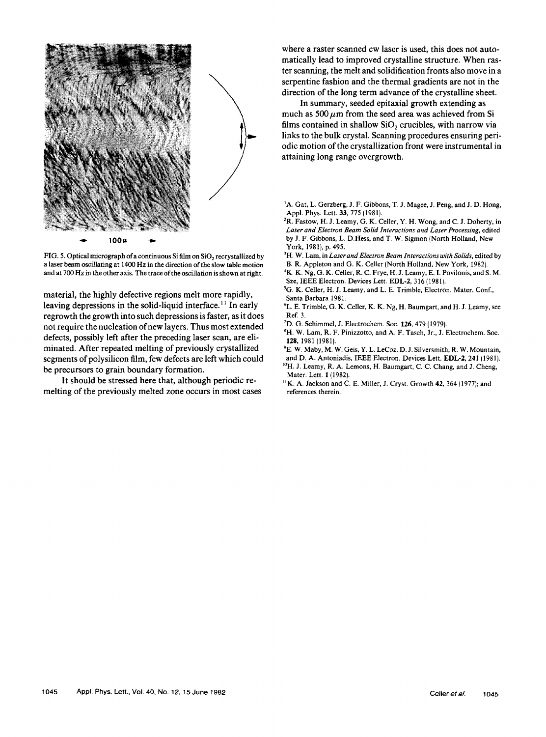100μ

FIG. 5. Optical micrograph of a continuous Si film on $SiO_2$ recrystallized by a laser beam oscillating at 1400 Hz in the direction of the slow table motion and at 700 Hz in the other axis. The trace of the oscillation is shown at right.

material, the highly defective regions melt more rapidly, leaving depressions in the solid-liquid interface.[11] In early regrowth the growth into such depressions is faster, as it does not require the nucleation of new layers. Thus most extended defects, possibly left after the preceding laser scan, are eliminated. After repeated melting of previously crystallized segments of polysilicon film, few defects are left which could be precursors to grain boundary formation.

It should be stressed here that, although periodic remelting of the previously melted zone occurs in most cases where a raster scanned cw laser is used, this does not automatically lead to improved crystalline structure. When raster scanning, the melt and solidification fronts also move in a serpentine fashion and the thermal gradients are not in the direction of the long term advance of the crystalline sheet.

In summary, seeded epitaxial growth extending as much as 500 μm from the seed area was achieved from Si films contained in shallow $SiO_2$ crucibles, with narrow via links to the bulk crystal. Scanning procedures ensuring periodic motion of the crystallization front were instrumental in attaining long range overgrowth.

[1] A. Gat, L. Gerzberg, J. F. Gibbons, T. J. Magee, J. Peng, and J. D. Hong, Appl. Phys. Lett. **33**, 775 (1981).

[2] R. Fastow, H. J. Leamy, G. K. Celler, Y. H. Wong, and C. J. Doherty, in *Laser and Electron Beam Solid Interactions and Laser Processing*, edited by J. F. Gibbons, L. D. Hess, and T. W. Sigmon (North Holland, New York, 1981), p. 495.

[3] H. W. Lam, in *Laser and Electron Beam Interactions with Solids*, edited by B. R. Appleton and G. K. Celler (North Holland, New York, 1982).

[4] K. K. Ng, G. K. Celler, R. C. Frye, H. J. Leamy, E. I. Povilonis, and S. M. Sze, IEEE Electron. Devices Lett. **EDL-2**, 316 (1981).

[5] G. K. Celler, H. J. Leamy, and L. E. Trimble, Electron. Mater. Conf., Santa Barbara 1981.

[6] L. E. Trimble, G. K. Celler, K. K. Ng, H. Baumgart, and H. J. Leamy, see Ref. 3.

[7] D. G. Schimmel, J. Electrochem. Soc. **126**, 479 (1979).

[8] H. W. Lam, R. F. Pinizzotto, and A. F. Tasch, Jr., J. Electrochem. Soc. **128**, 1981 (1981).

[9] E. W. Maby, M. W. Geis, Y. L. LeCoz, D. J. Silversmith, R. W. Mountain, and D. A. Antoniadis, IEEE Electron. Devices Lett. **EDL-2**, 241 (1981).

[10] H. J. Leamy, R. A. Lemons, H. Baumgart, C. C. Chang, and J. Cheng, Mater. Lett. **1** (1982).

[11] K. A. Jackson and C. E. Miller, J. Cryst. Growth **42**, 364 (1977); and references therein.